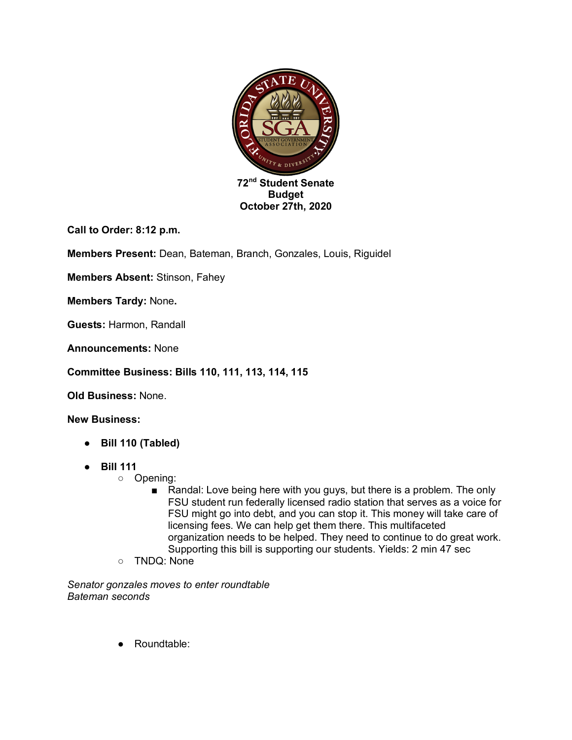**72nd Student Senate**
**Budget**
**October 27th, 2020**

**Call to Order: 8:12 p.m.**

**Members Present:** Dean, Bateman, Branch, Gonzales, Louis, Riguidel

**Members Absent:** Stinson, Fahey

**Members Tardy:** None**.**

**Guests:** Harmon, Randall

**Announcements:** None

**Committee Business: Bills 110, 111, 113, 114, 115**

**Old Business:** None.

**New Business:**

- **Bill 110 (Tabled)**
- **Bill 111**
  - Opening:
    - Randal: Love being here with you guys, but there is a problem. The only FSU student run federally licensed radio station that serves as a voice for FSU might go into debt, and you can stop it. This money will take care of licensing fees. We can help get them there. This multifaceted organization needs to be helped. They need to continue to do great work. Supporting this bill is supporting our students. Yields: 2 min 47 sec
  - TNDQ: None

*Senator gonzales moves to enter roundtable*
*Bateman seconds*

- Roundtable: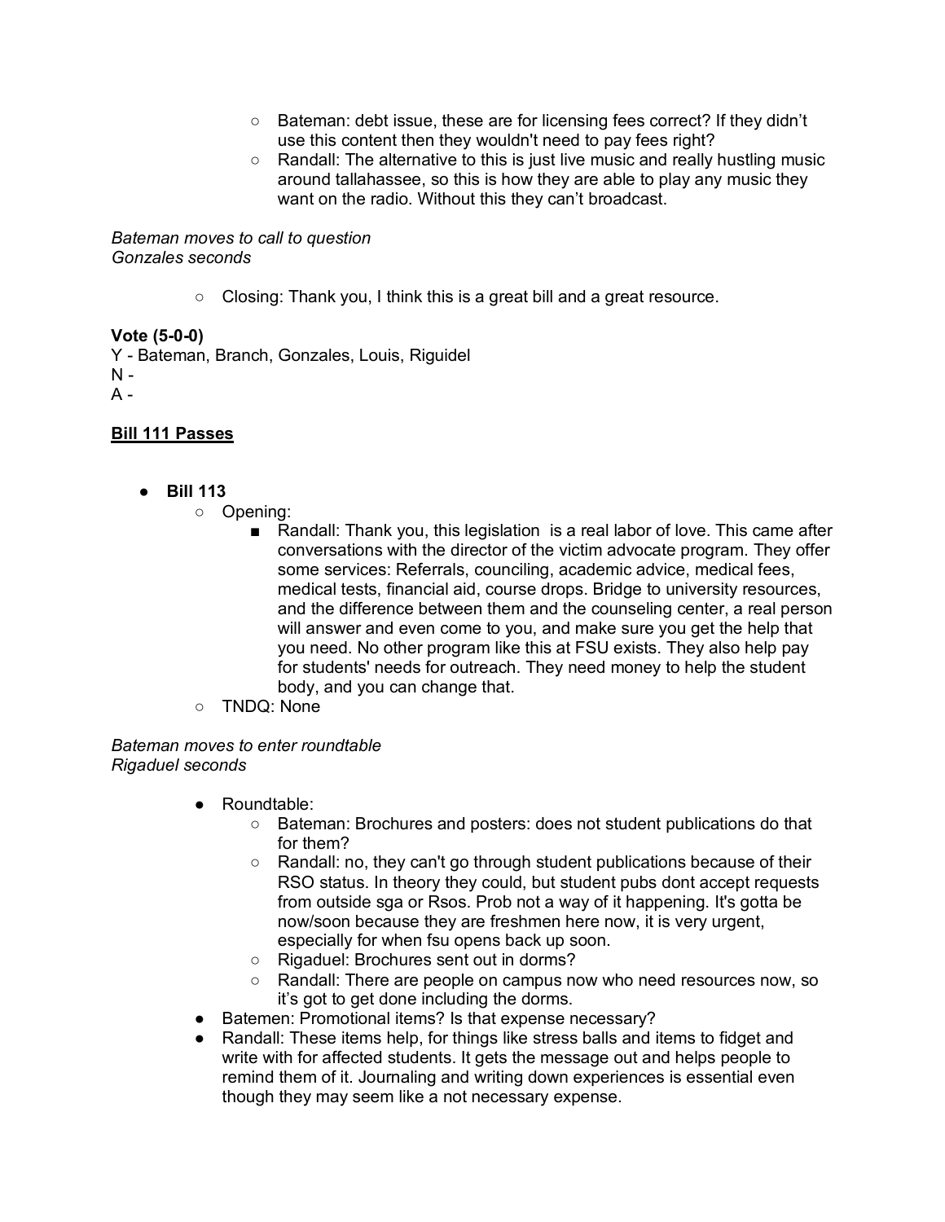- Bateman: debt issue, these are for licensing fees correct? If they didn't use this content then they wouldn't need to pay fees right?
- Randall: The alternative to this is just live music and really hustling music around tallahassee, so this is how they are able to play any music they want on the radio. Without this they can't broadcast.

*Bateman moves to call to question*
*Gonzales seconds*

- Closing: Thank you, I think this is a great bill and a great resource.

**Vote (5-0-0)**
Y - Bateman, Branch, Gonzales, Louis, Riguidel
N -
A -

**Bill 111 Passes**

- **Bill 113**
  - Opening:
    - Randall: Thank you, this legislation is a real labor of love. This came after conversations with the director of the victim advocate program. They offer some services: Referrals, counciling, academic advice, medical fees, medical tests, financial aid, course drops. Bridge to university resources, and the difference between them and the counseling center, a real person will answer and even come to you, and make sure you get the help that you need. No other program like this at FSU exists. They also help pay for students' needs for outreach. They need money to help the student body, and you can change that.
  - TNDQ: None

*Bateman moves to enter roundtable*
*Rigaduel seconds*

- Roundtable:
  - Bateman: Brochures and posters: does not student publications do that for them?
  - Randall: no, they can't go through student publications because of their RSO status. In theory they could, but student pubs dont accept requests from outside sga or Rsos. Prob not a way of it happening. It's gotta be now/soon because they are freshmen here now, it is very urgent, especially for when fsu opens back up soon.
  - Rigaduel: Brochures sent out in dorms?
  - Randall: There are people on campus now who need resources now, so it's got to get done including the dorms.
- Batemen: Promotional items? Is that expense necessary?
- Randall: These items help, for things like stress balls and items to fidget and write with for affected students. It gets the message out and helps people to remind them of it. Journaling and writing down experiences is essential even though they may seem like a not necessary expense.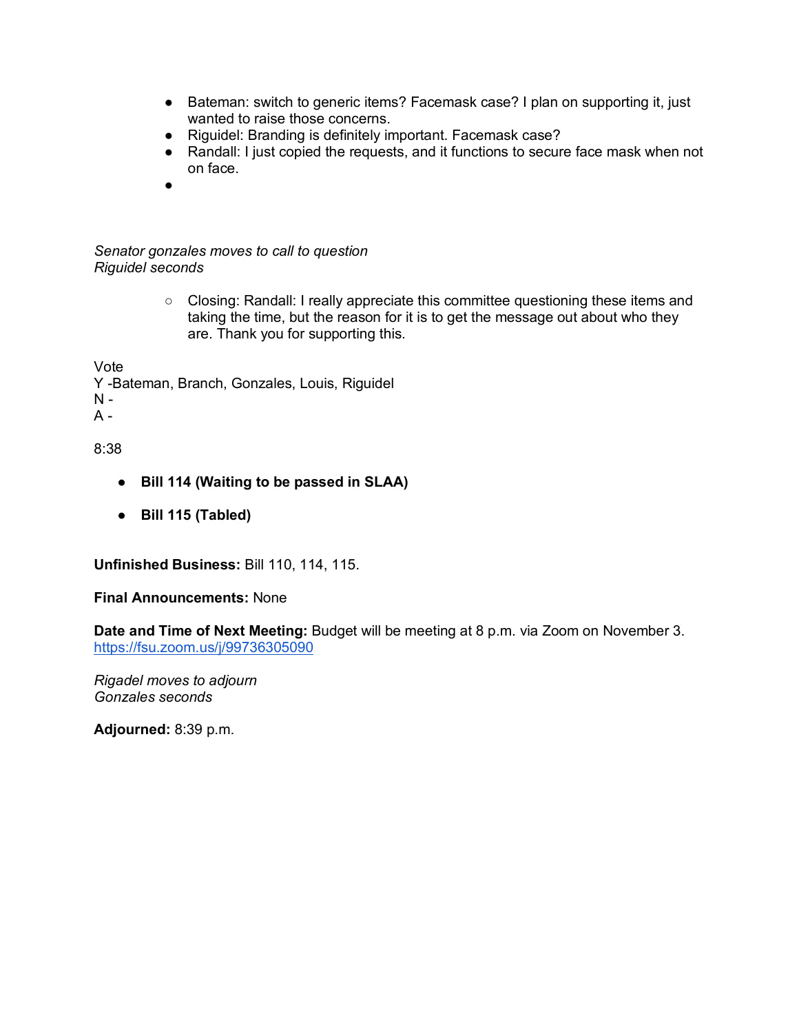- Bateman: switch to generic items? Facemask case? I plan on supporting it, just wanted to raise those concerns.
- Riguidel: Branding is definitely important. Facemask case?
- Randall: I just copied the requests, and it functions to secure face mask when not on face.
-

*Senator gonzales moves to call to question*
*Riguidel seconds*

  - Closing: Randall: I really appreciate this committee questioning these items and taking the time, but the reason for it is to get the message out about who they are. Thank you for supporting this.

Vote
Y -Bateman, Branch, Gonzales, Louis, Riguidel
N -
A -

8:38

- **Bill 114 (Waiting to be passed in SLAA)**

- **Bill 115 (Tabled)**

**Unfinished Business:** Bill 110, 114, 115.

**Final Announcements:** None

**Date and Time of Next Meeting:** Budget will be meeting at 8 p.m. via Zoom on November 3.
https://fsu.zoom.us/j/99736305090

*Rigadel moves to adjourn*
*Gonzales seconds*

**Adjourned:** 8:39 p.m.